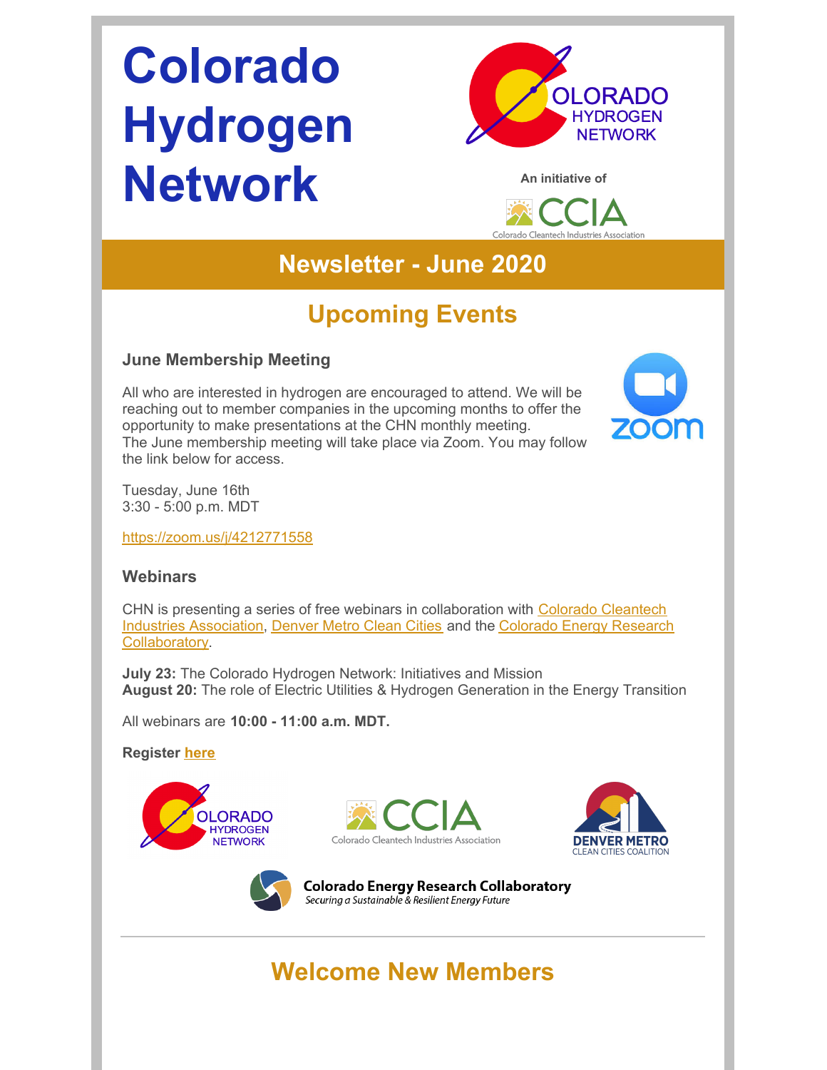# Colorado Hydrogen Network

An initiative of CCIA Colorado Cleantech Industries Association

## Newsletter - June 2020

## Upcoming Events

### June Membership Meeting

All who are interested in hydrogen are encouraged to attend. We will be reaching out to member companies in the upcoming months to offer the opportunity to make presentations at the CHN monthly meeting. The June membership meeting will take place via Zoom. You may follow the link below for access.

Tuesday, June 16th
3:30 - 5:00 p.m. MDT

https://zoom.us/j/4212771558

### Webinars

CHN is presenting a series of free webinars in collaboration with Colorado Cleantech Industries Association, Denver Metro Clean Cities and the Colorado Energy Research Collaboratory.

**July 23:** The Colorado Hydrogen Network: Initiatives and Mission
**August 20:** The role of Electric Utilities & Hydrogen Generation in the Energy Transition

All webinars are **10:00 - 11:00 a.m. MDT.**

**Register here**

## Welcome New Members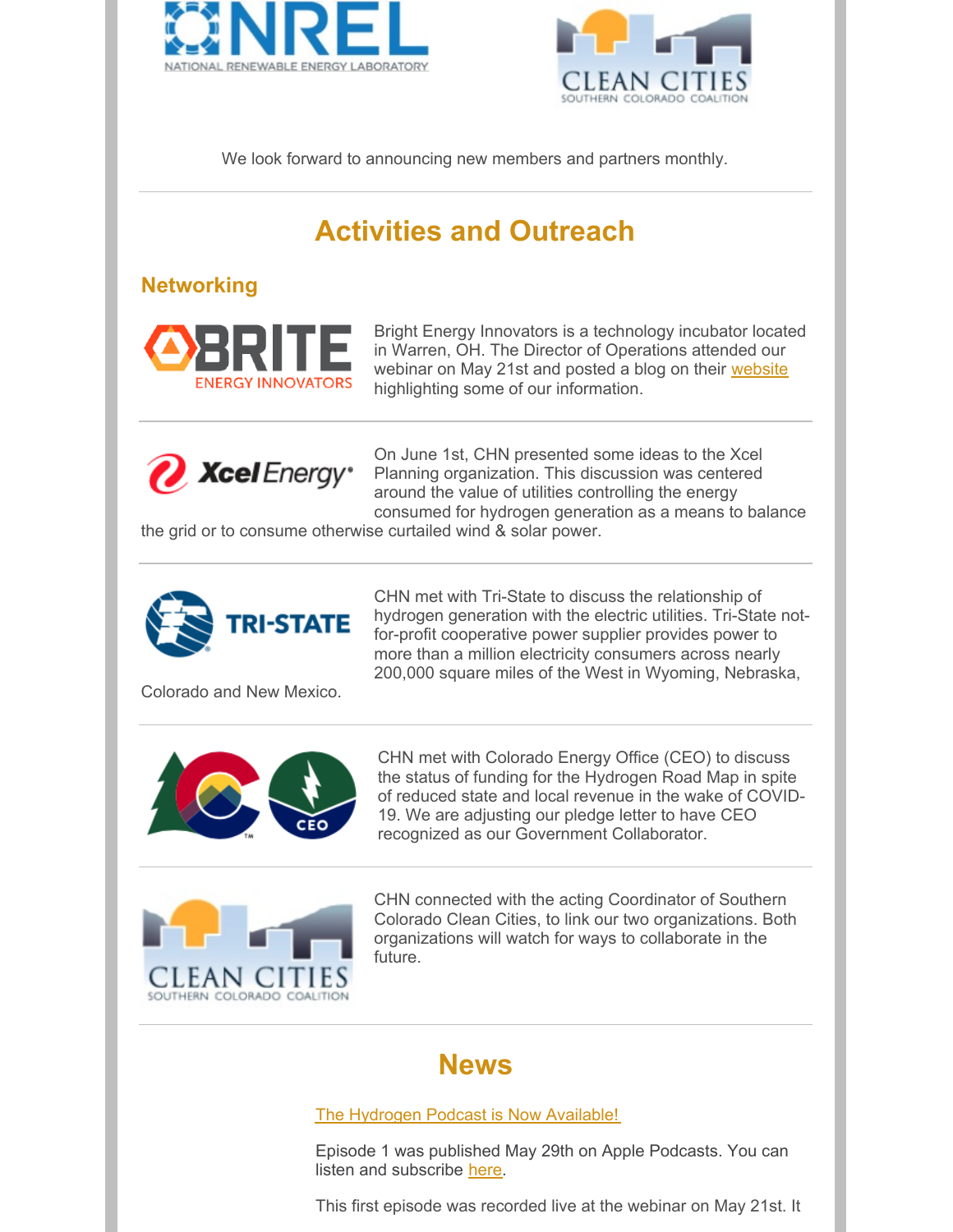We look forward to announcing new members and partners monthly.

---

# Activities and Outreach

## Networking

Bright Energy Innovators is a technology incubator located in Warren, OH. The Director of Operations attended our webinar on May 21st and posted a blog on their website highlighting some of our information.

---

On June 1st, CHN presented some ideas to the Xcel Planning organization. This discussion was centered around the value of utilities controlling the energy consumed for hydrogen generation as a means to balance the grid or to consume otherwise curtailed wind & solar power.

---

CHN met with Tri-State to discuss the relationship of hydrogen generation with the electric utilities. Tri-State not-for-profit cooperative power supplier provides power to more than a million electricity consumers across nearly 200,000 square miles of the West in Wyoming, Nebraska, Colorado and New Mexico.

---

CHN met with Colorado Energy Office (CEO) to discuss the status of funding for the Hydrogen Road Map in spite of reduced state and local revenue in the wake of COVID-19. We are adjusting our pledge letter to have CEO recognized as our Government Collaborator.

---

CHN connected with the acting Coordinator of Southern Colorado Clean Cities, to link our two organizations. Both organizations will watch for ways to collaborate in the future.

---

# News

The Hydrogen Podcast is Now Available!

Episode 1 was published May 29th on Apple Podcasts. You can listen and subscribe here.

This first episode was recorded live at the webinar on May 21st. It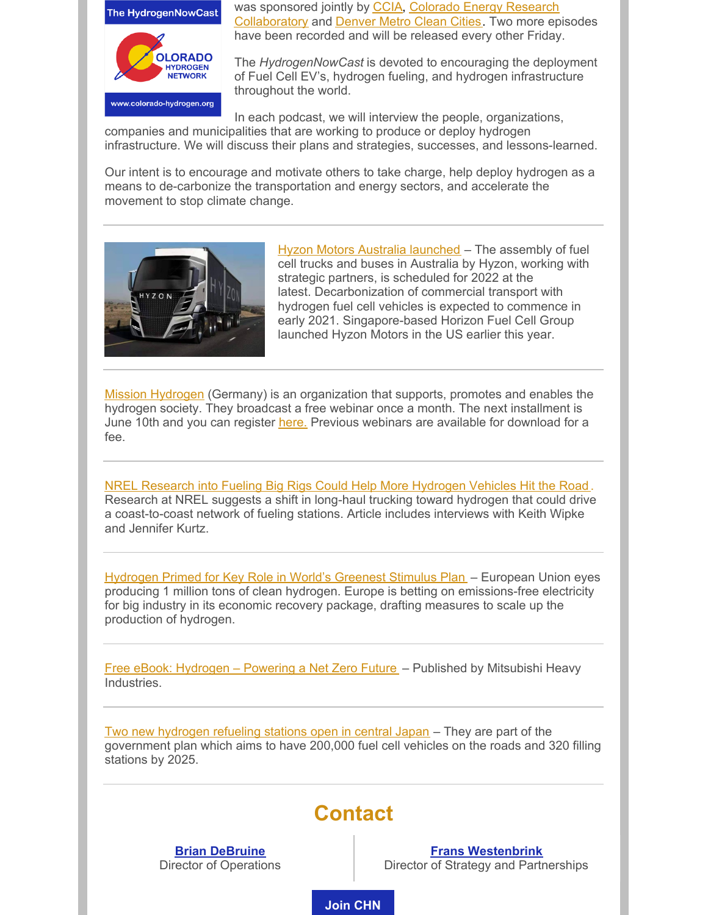was sponsored jointly by CCIA, Colorado Energy Research Collaboratory and Denver Metro Clean Cities. Two more episodes have been recorded and will be released every other Friday.

The *HydrogenNowCast* is devoted to encouraging the deployment of Fuel Cell EV's, hydrogen fueling, and hydrogen infrastructure throughout the world.

In each podcast, we will interview the people, organizations, companies and municipalities that are working to produce or deploy hydrogen infrastructure. We will discuss their plans and strategies, successes, and lessons-learned.

Our intent is to encourage and motivate others to take charge, help deploy hydrogen as a means to de-carbonize the transportation and energy sectors, and accelerate the movement to stop climate change.

---

Hyzon Motors Australia launched – The assembly of fuel cell trucks and buses in Australia by Hyzon, working with strategic partners, is scheduled for 2022 at the latest. Decarbonization of commercial transport with hydrogen fuel cell vehicles is expected to commence in early 2021. Singapore-based Horizon Fuel Cell Group launched Hyzon Motors in the US earlier this year.

---

Mission Hydrogen (Germany) is an organization that supports, promotes and enables the hydrogen society. They broadcast a free webinar once a month. The next installment is June 10th and you can register here. Previous webinars are available for download for a fee.

---

NREL Research into Fueling Big Rigs Could Help More Hydrogen Vehicles Hit the Road. Research at NREL suggests a shift in long-haul trucking toward hydrogen that could drive a coast-to-coast network of fueling stations. Article includes interviews with Keith Wipke and Jennifer Kurtz.

---

Hydrogen Primed for Key Role in World's Greenest Stimulus Plan – European Union eyes producing 1 million tons of clean hydrogen. Europe is betting on emissions-free electricity for big industry in its economic recovery package, drafting measures to scale up the production of hydrogen.

---

Free eBook: Hydrogen – Powering a Net Zero Future – Published by Mitsubishi Heavy Industries.

---

Two new hydrogen refueling stations open in central Japan – They are part of the government plan which aims to have 200,000 fuel cell vehicles on the roads and 320 filling stations by 2025.

---

## Contact

**Brian DeBruine**
Director of Operations

**Frans Westenbrink**
Director of Strategy and Partnerships

**Join CHN**